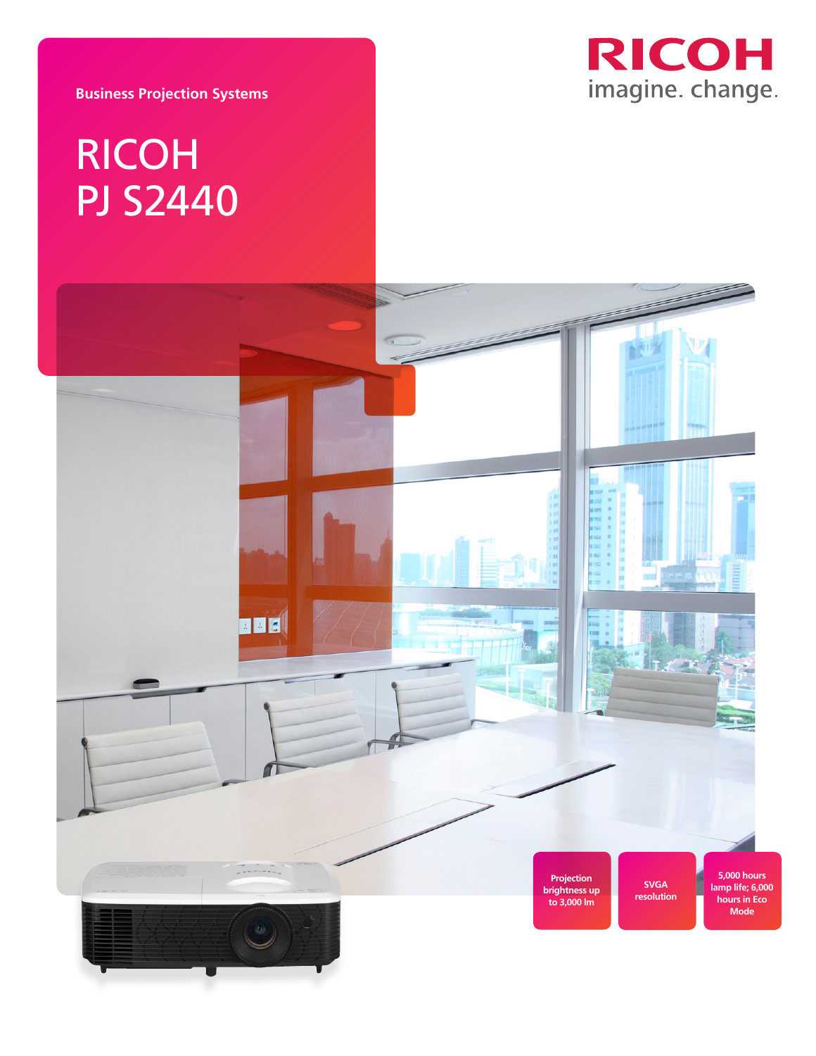Business Projection Systems

# RICOH PJ S2440

RICOH

imagine. change.

Projection brightness up to 3,000 lm

SVGA resolution

5,000 hours lamp life; 6,000 hours in Eco Mode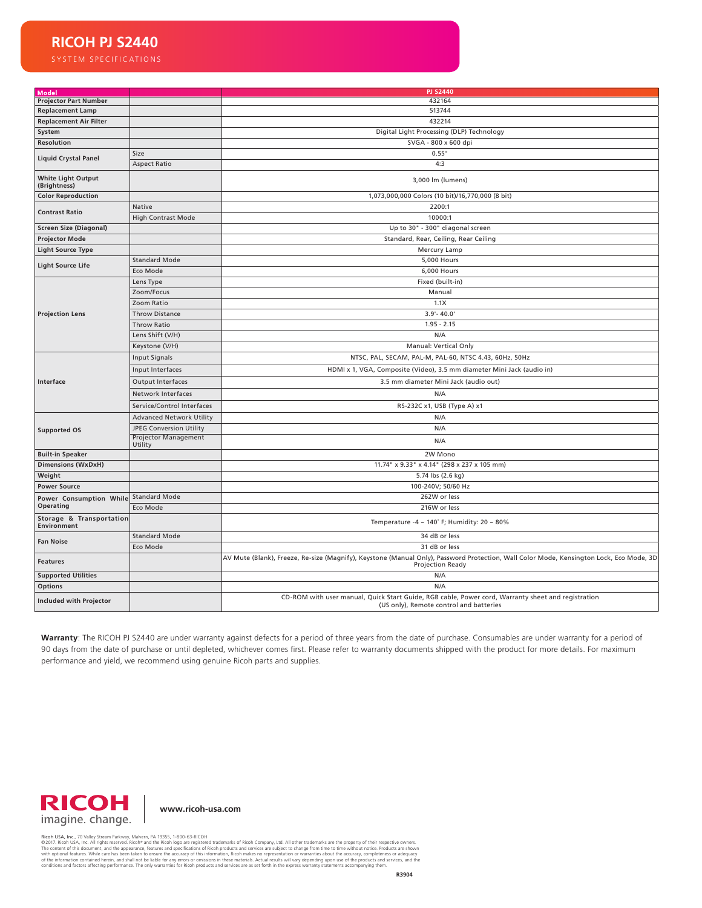# RICOH PJ S2440

SYSTEM SPECIFICATIONS

| Model | | PJ S2440 |
|---|---|---|
| Projector Part Number | | 432164 |
| Replacement Lamp | | 513744 |
| Replacement Air Filter | | 432214 |
| System | | Digital Light Processing (DLP) Technology |
| Resolution | | SVGA - 800 x 600 dpi |
| Liquid Crystal Panel | Size | 0.55" |
| | Aspect Ratio | 4:3 |
| White Light Output (Brightness) | | 3,000 lm (lumens) |
| Color Reproduction | | 1,073,000,000 Colors (10 bit)/16,770,000 (8 bit) |
| Contrast Ratio | Native | 2200:1 |
| | High Contrast Mode | 10000:1 |
| Screen Size (Diagonal) | | Up to 30" - 300" diagonal screen |
| Projector Mode | | Standard, Rear, Ceiling, Rear Ceiling |
| Light Source Type | | Mercury Lamp |
| Light Source Life | Standard Mode | 5,000 Hours |
| | Eco Mode | 6,000 Hours |
| Projection Lens | Lens Type | Fixed (built-in) |
| | Zoom/Focus | Manual |
| | Zoom Ratio | 1.1X |
| | Throw Distance | 3.9'- 40.0' |
| | Throw Ratio | 1.95 - 2.15 |
| | Lens Shift (V/H) | N/A |
| | Keystone (V/H) | Manual: Vertical Only |
| Interface | Input Signals | NTSC, PAL, SECAM, PAL-M, PAL-60, NTSC 4.43, 60Hz, 50Hz |
| | Input Interfaces | HDMI x 1, VGA, Composite (Video), 3.5 mm diameter Mini Jack (audio in) |
| | Output Interfaces | 3.5 mm diameter Mini Jack (audio out) |
| | Network Interfaces | N/A |
| | Service/Control Interfaces | RS-232C x1, USB (Type A) x1 |
| Supported OS | Advanced Network Utility | N/A |
| | JPEG Conversion Utility | N/A |
| | Projector Management Utility | N/A |
| Built-in Speaker | | 2W Mono |
| Dimensions (WxDxH) | | 11.74" x 9.33" x 4.14" (298 x 237 x 105 mm) |
| Weight | | 5.74 lbs (2.6 kg) |
| Power Source | | 100-240V; 50/60 Hz |
| Power Consumption While Operating | Standard Mode | 262W or less |
| | Eco Mode | 216W or less |
| Storage & Transportation Environment | | Temperature -4 ~ 140˚ F; Humidity: 20 ~ 80% |
| Fan Noise | Standard Mode | 34 dB or less |
| | Eco Mode | 31 dB or less |
| Features | | AV Mute (Blank), Freeze, Re-size (Magnify), Keystone (Manual Only), Password Protection, Wall Color Mode, Kensington Lock, Eco Mode, 3D Projection Ready |
| Supported Utilities | | N/A |
| Options | | N/A |
| Included with Projector | | CD-ROM with user manual, Quick Start Guide, RGB cable, Power cord, Warranty sheet and registration (US only), Remote control and batteries |

**Warranty**: The RICOH PJ S2440 are under warranty against defects for a period of three years from the date of purchase. Consumables are under warranty for a period of 90 days from the date of purchase or until depleted, whichever comes first. Please refer to warranty documents shipped with the product for more details. For maximum performance and yield, we recommend using genuine Ricoh parts and supplies.

RICOH imagine. change.

**www.ricoh-usa.com**

**Ricoh USA, Inc.**, 70 Valley Stream Parkway, Malvern, PA 19355, 1-800-63-RICOH
©2017. Ricoh USA, Inc. All rights reserved. Ricoh® and the Ricoh logo are registered trademarks of Ricoh Company, Ltd. All other trademarks are the property of their respective owners. The content of this document, and the appearance, features and specifications of Ricoh products and services are subject to change from time to time without notice. Products are shown with optional features. While care has been taken to ensure the accuracy of this information, Ricoh makes no representation or warranties about the accuracy, completeness or adequacy of the information contained herein, and shall not be liable for any errors or omissions in these materials. Actual results will vary depending upon use of the products and services, and the conditions and factors affecting performance. The only warranties for Ricoh products and services are as set forth in the express warranty statements accompanying them.

R3904